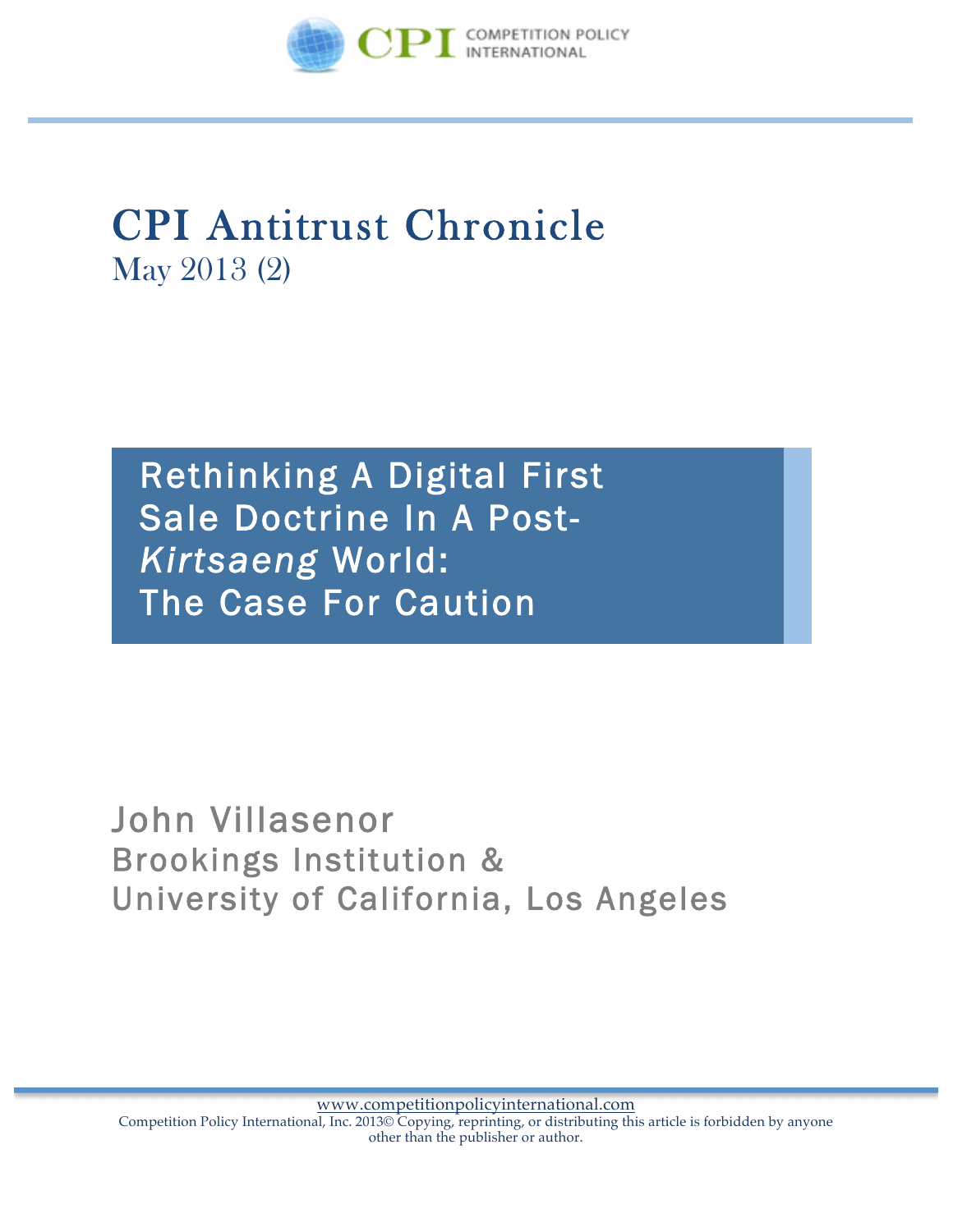COMPETITION POLICY INTERNATIONAL

# CPI Antitrust Chronicle

May 2013 (2)

## Rethinking A Digital First Sale Doctrine In A Post-*Kirtsaeng* World: The Case For Caution

John Villasenor
Brookings Institution &
University of California, Los Angeles

www.competitionpolicyinternational.com
Competition Policy International, Inc. 2013© Copying, reprinting, or distributing this article is forbidden by anyone other than the publisher or author.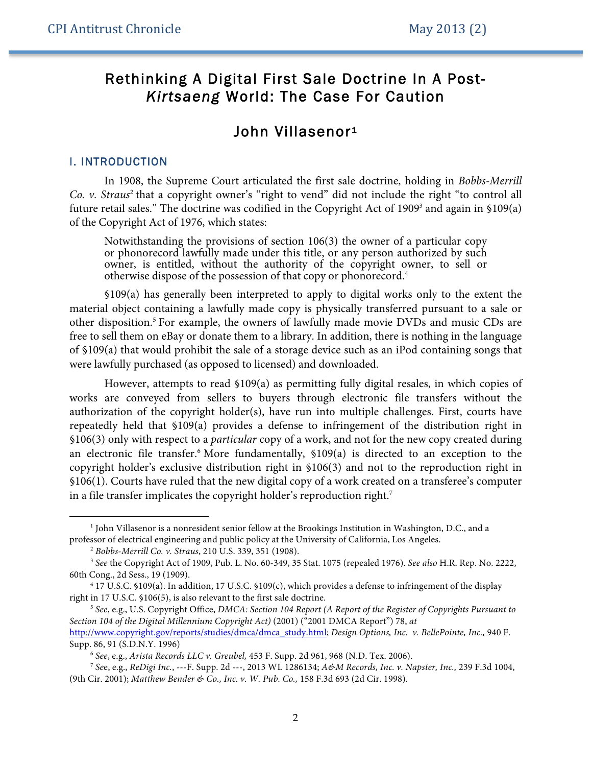# Rethinking A Digital First Sale Doctrine In A Post-*Kirtsaeng* World: The Case For Caution

## John Villasenor[1]

### I. INTRODUCTION

In 1908, the Supreme Court articulated the first sale doctrine, holding in *Bobbs-Merrill Co. v. Straus*[2] that a copyright owner's "right to vend" did not include the right "to control all future retail sales." The doctrine was codified in the Copyright Act of 1909[3] and again in §109(a) of the Copyright Act of 1976, which states:

> Notwithstanding the provisions of section 106(3) the owner of a particular copy or phonorecord lawfully made under this title, or any person authorized by such owner, is entitled, without the authority of the copyright owner, to sell or otherwise dispose of the possession of that copy or phonorecord.[4]

§109(a) has generally been interpreted to apply to digital works only to the extent the material object containing a lawfully made copy is physically transferred pursuant to a sale or other disposition.[5] For example, the owners of lawfully made movie DVDs and music CDs are free to sell them on eBay or donate them to a library. In addition, there is nothing in the language of §109(a) that would prohibit the sale of a storage device such as an iPod containing songs that were lawfully purchased (as opposed to licensed) and downloaded.

However, attempts to read §109(a) as permitting fully digital resales, in which copies of works are conveyed from sellers to buyers through electronic file transfers without the authorization of the copyright holder(s), have run into multiple challenges. First, courts have repeatedly held that §109(a) provides a defense to infringement of the distribution right in §106(3) only with respect to a *particular* copy of a work, and not for the new copy created during an electronic file transfer.[6] More fundamentally, §109(a) is directed to an exception to the copyright holder's exclusive distribution right in §106(3) and not to the reproduction right in §106(1). Courts have ruled that the new digital copy of a work created on a transferee's computer in a file transfer implicates the copyright holder's reproduction right.[7]

---

[1] John Villasenor is a nonresident senior fellow at the Brookings Institution in Washington, D.C., and a professor of electrical engineering and public policy at the University of California, Los Angeles.

[2] *Bobbs-Merrill Co. v. Straus*, 210 U.S. 339, 351 (1908).

[3] *See* the Copyright Act of 1909, Pub. L. No. 60-349, 35 Stat. 1075 (repealed 1976). *See also* H.R. Rep. No. 2222, 60th Cong., 2d Sess., 19 (1909).

[4] 17 U.S.C. §109(a). In addition, 17 U.S.C. §109(c), which provides a defense to infringement of the display right in 17 U.S.C. §106(5), is also relevant to the first sale doctrine.

[5] *See*, e.g., U.S. Copyright Office, *DMCA: Section 104 Report (A Report of the Register of Copyrights Pursuant to Section 104 of the Digital Millennium Copyright Act)* (2001) ("2001 DMCA Report") 78, *at* http://www.copyright.gov/reports/studies/dmca/dmca_study.html; *Design Options, Inc. v. BellePointe, Inc.,* 940 F. Supp. 86, 91 (S.D.N.Y. 1996)

[6] *See*, e.g., *Arista Records LLC v. Greubel,* 453 F. Supp. 2d 961, 968 (N.D. Tex. 2006).

[7] *See*, e.g., *ReDigi Inc.*, ---F. Supp. 2d ---, 2013 WL 1286134; *A&M Records, Inc. v. Napster, Inc.,* 239 F.3d 1004, (9th Cir. 2001); *Matthew Bender & Co., Inc. v. W. Pub. Co.,* 158 F.3d 693 (2d Cir. 1998).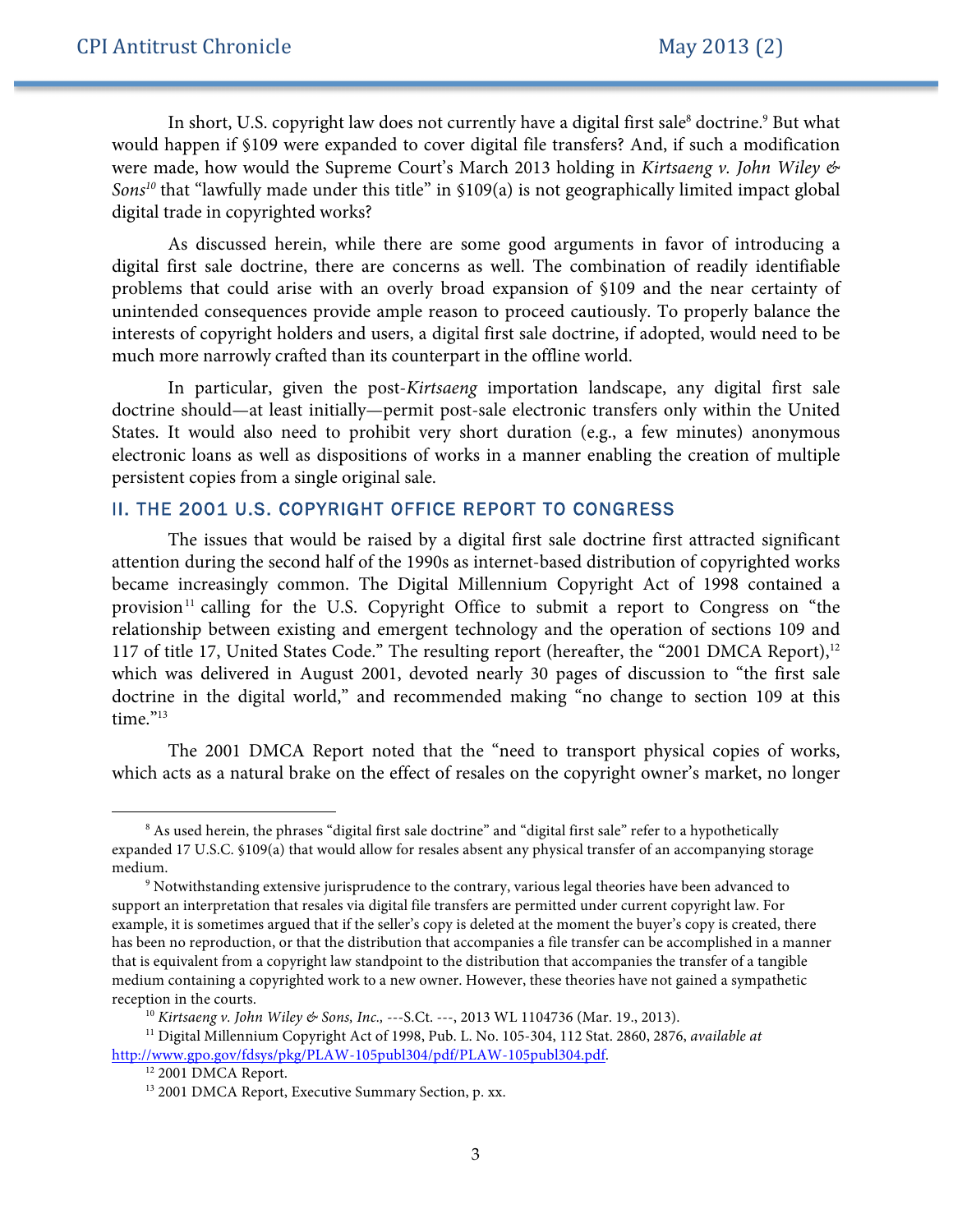In short, U.S. copyright law does not currently have a digital first sale[8] doctrine.[9] But what would happen if §109 were expanded to cover digital file transfers? And, if such a modification were made, how would the Supreme Court's March 2013 holding in *Kirtsaeng v. John Wiley & Sons*[10] that "lawfully made under this title" in §109(a) is not geographically limited impact global digital trade in copyrighted works?

As discussed herein, while there are some good arguments in favor of introducing a digital first sale doctrine, there are concerns as well. The combination of readily identifiable problems that could arise with an overly broad expansion of §109 and the near certainty of unintended consequences provide ample reason to proceed cautiously. To properly balance the interests of copyright holders and users, a digital first sale doctrine, if adopted, would need to be much more narrowly crafted than its counterpart in the offline world.

In particular, given the post-*Kirtsaeng* importation landscape, any digital first sale doctrine should—at least initially—permit post-sale electronic transfers only within the United States. It would also need to prohibit very short duration (e.g., a few minutes) anonymous electronic loans as well as dispositions of works in a manner enabling the creation of multiple persistent copies from a single original sale.

## II. THE 2001 U.S. COPYRIGHT OFFICE REPORT TO CONGRESS

The issues that would be raised by a digital first sale doctrine first attracted significant attention during the second half of the 1990s as internet-based distribution of copyrighted works became increasingly common. The Digital Millennium Copyright Act of 1998 contained a provision[11] calling for the U.S. Copyright Office to submit a report to Congress on "the relationship between existing and emergent technology and the operation of sections 109 and 117 of title 17, United States Code." The resulting report (hereafter, the "2001 DMCA Report"),[12] which was delivered in August 2001, devoted nearly 30 pages of discussion to "the first sale doctrine in the digital world," and recommended making "no change to section 109 at this time."[13]

The 2001 DMCA Report noted that the "need to transport physical copies of works, which acts as a natural brake on the effect of resales on the copyright owner's market, no longer

---

[8] As used herein, the phrases "digital first sale doctrine" and "digital first sale" refer to a hypothetically expanded 17 U.S.C. §109(a) that would allow for resales absent any physical transfer of an accompanying storage medium.

[9] Notwithstanding extensive jurisprudence to the contrary, various legal theories have been advanced to support an interpretation that resales via digital file transfers are permitted under current copyright law. For example, it is sometimes argued that if the seller's copy is deleted at the moment the buyer's copy is created, there has been no reproduction, or that the distribution that accompanies a file transfer can be accomplished in a manner that is equivalent from a copyright law standpoint to the distribution that accompanies the transfer of a tangible medium containing a copyrighted work to a new owner. However, these theories have not gained a sympathetic reception in the courts.

[10] *Kirtsaeng v. John Wiley & Sons, Inc.,* ---S.Ct. ---, 2013 WL 1104736 (Mar. 19., 2013).

[11] Digital Millennium Copyright Act of 1998, Pub. L. No. 105-304, 112 Stat. 2860, 2876, *available at* http://www.gpo.gov/fdsys/pkg/PLAW-105publ304/pdf/PLAW-105publ304.pdf.

[12] 2001 DMCA Report.

[13] 2001 DMCA Report, Executive Summary Section, p. xx.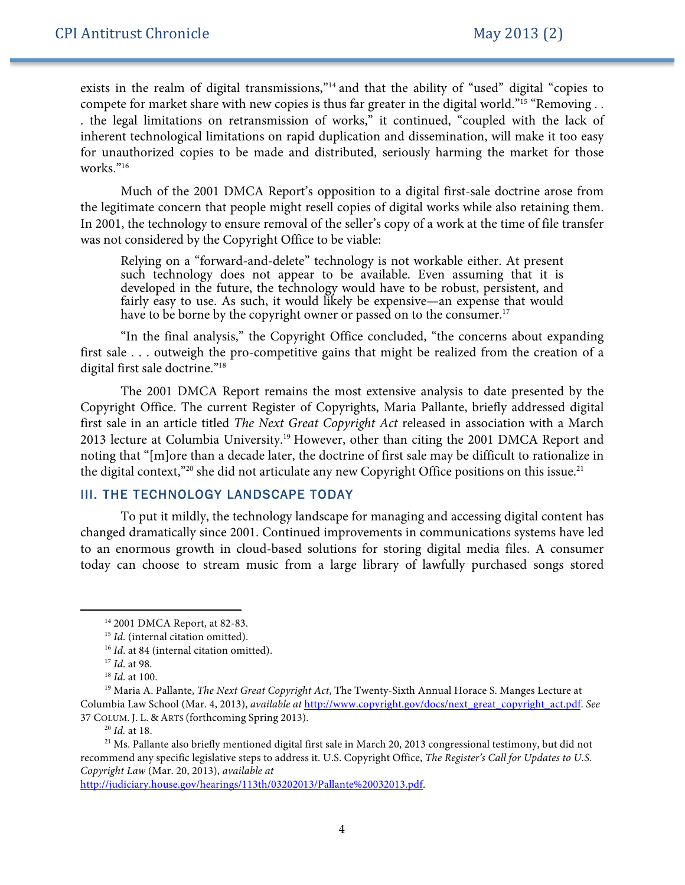exists in the realm of digital transmissions,"[14] and that the ability of "used" digital "copies to compete for market share with new copies is thus far greater in the digital world."[15] "Removing . . . the legal limitations on retransmission of works," it continued, "coupled with the lack of inherent technological limitations on rapid duplication and dissemination, will make it too easy for unauthorized copies to be made and distributed, seriously harming the market for those works."[16]

Much of the 2001 DMCA Report's opposition to a digital first-sale doctrine arose from the legitimate concern that people might resell copies of digital works while also retaining them. In 2001, the technology to ensure removal of the seller's copy of a work at the time of file transfer was not considered by the Copyright Office to be viable:

> Relying on a "forward-and-delete" technology is not workable either. At present such technology does not appear to be available. Even assuming that it is developed in the future, the technology would have to be robust, persistent, and fairly easy to use. As such, it would likely be expensive—an expense that would have to be borne by the copyright owner or passed on to the consumer.[17]

"In the final analysis," the Copyright Office concluded, "the concerns about expanding first sale . . . outweigh the pro-competitive gains that might be realized from the creation of a digital first sale doctrine."[18]

The 2001 DMCA Report remains the most extensive analysis to date presented by the Copyright Office. The current Register of Copyrights, Maria Pallante, briefly addressed digital first sale in an article titled *The Next Great Copyright Act* released in association with a March 2013 lecture at Columbia University.[19] However, other than citing the 2001 DMCA Report and noting that "[m]ore than a decade later, the doctrine of first sale may be difficult to rationalize in the digital context,"[20] she did not articulate any new Copyright Office positions on this issue.[21]

## III. THE TECHNOLOGY LANDSCAPE TODAY

To put it mildly, the technology landscape for managing and accessing digital content has changed dramatically since 2001. Continued improvements in communications systems have led to an enormous growth in cloud-based solutions for storing digital media files. A consumer today can choose to stream music from a large library of lawfully purchased songs stored

---

[14] 2001 DMCA Report, at 82-83.

[15] *Id.* (internal citation omitted).

[16] *Id.* at 84 (internal citation omitted).

[17] *Id.* at 98.

[18] *Id.* at 100.

[19] Maria A. Pallante, *The Next Great Copyright Act*, The Twenty-Sixth Annual Horace S. Manges Lecture at Columbia Law School (Mar. 4, 2013), *available at* http://www.copyright.gov/docs/next_great_copyright_act.pdf. *See* 37 COLUM. J. L. & ARTS (forthcoming Spring 2013).

[20] *Id.* at 18.

[21] Ms. Pallante also briefly mentioned digital first sale in March 20, 2013 congressional testimony, but did not recommend any specific legislative steps to address it. U.S. Copyright Office, *The Register's Call for Updates to U.S. Copyright Law* (Mar. 20, 2013), *available at* http://judiciary.house.gov/hearings/113th/03202013/Pallante%20032013.pdf.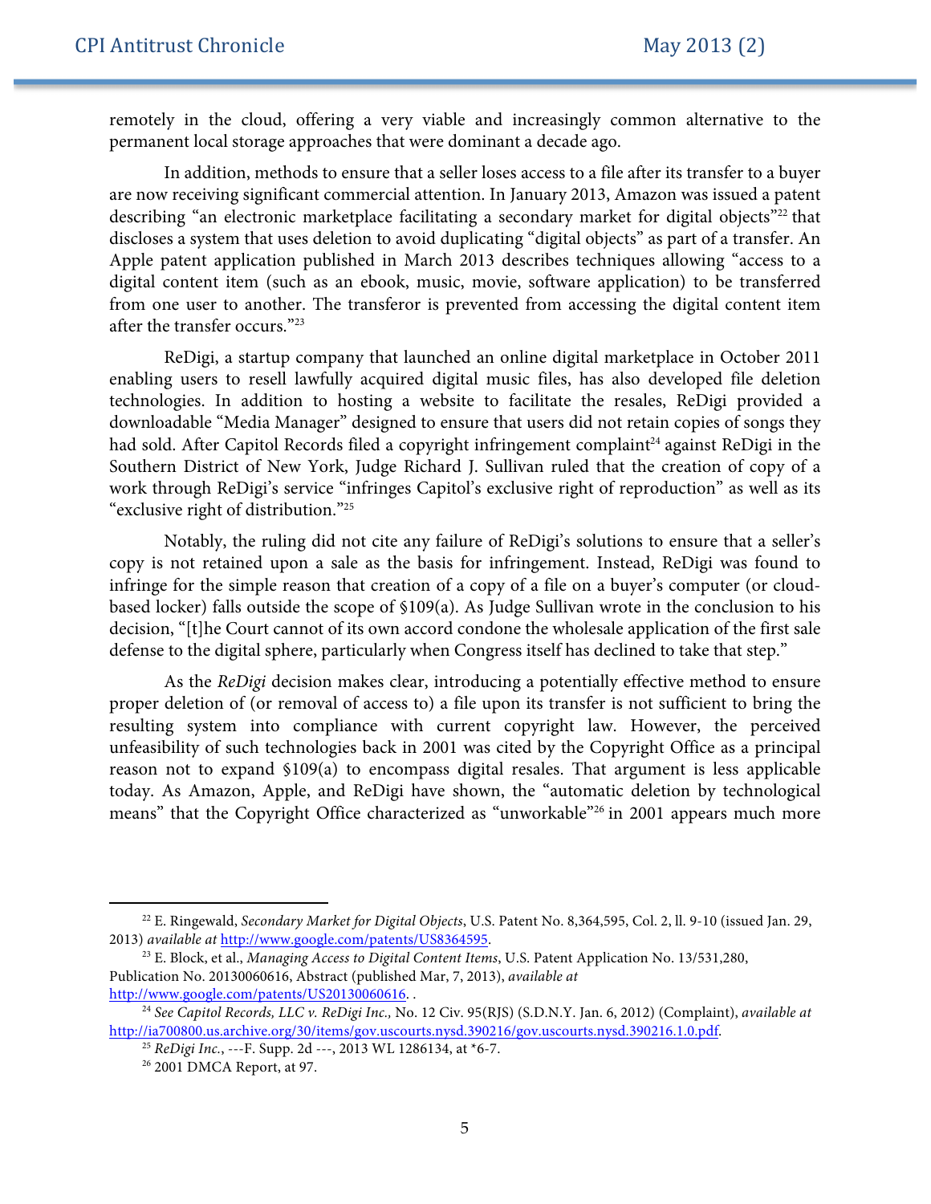remotely in the cloud, offering a very viable and increasingly common alternative to the permanent local storage approaches that were dominant a decade ago.

In addition, methods to ensure that a seller loses access to a file after its transfer to a buyer are now receiving significant commercial attention. In January 2013, Amazon was issued a patent describing "an electronic marketplace facilitating a secondary market for digital objects"[22] that discloses a system that uses deletion to avoid duplicating "digital objects" as part of a transfer. An Apple patent application published in March 2013 describes techniques allowing "access to a digital content item (such as an ebook, music, movie, software application) to be transferred from one user to another. The transferor is prevented from accessing the digital content item after the transfer occurs."[23]

ReDigi, a startup company that launched an online digital marketplace in October 2011 enabling users to resell lawfully acquired digital music files, has also developed file deletion technologies. In addition to hosting a website to facilitate the resales, ReDigi provided a downloadable "Media Manager" designed to ensure that users did not retain copies of songs they had sold. After Capitol Records filed a copyright infringement complaint[24] against ReDigi in the Southern District of New York, Judge Richard J. Sullivan ruled that the creation of copy of a work through ReDigi's service "infringes Capitol's exclusive right of reproduction" as well as its "exclusive right of distribution."[25]

Notably, the ruling did not cite any failure of ReDigi's solutions to ensure that a seller's copy is not retained upon a sale as the basis for infringement. Instead, ReDigi was found to infringe for the simple reason that creation of a copy of a file on a buyer's computer (or cloud-based locker) falls outside the scope of §109(a). As Judge Sullivan wrote in the conclusion to his decision, "[t]he Court cannot of its own accord condone the wholesale application of the first sale defense to the digital sphere, particularly when Congress itself has declined to take that step."

As the *ReDigi* decision makes clear, introducing a potentially effective method to ensure proper deletion of (or removal of access to) a file upon its transfer is not sufficient to bring the resulting system into compliance with current copyright law. However, the perceived unfeasibility of such technologies back in 2001 was cited by the Copyright Office as a principal reason not to expand §109(a) to encompass digital resales. That argument is less applicable today. As Amazon, Apple, and ReDigi have shown, the "automatic deletion by technological means" that the Copyright Office characterized as "unworkable"[26] in 2001 appears much more

---

[22] E. Ringewald, *Secondary Market for Digital Objects*, U.S. Patent No. 8,364,595, Col. 2, ll. 9-10 (issued Jan. 29, 2013) *available at* http://www.google.com/patents/US8364595.

[23] E. Block, et al., *Managing Access to Digital Content Items*, U.S. Patent Application No. 13/531,280, Publication No. 20130060616, Abstract (published Mar, 7, 2013), *available at* http://www.google.com/patents/US20130060616. .

[24] *See Capitol Records, LLC v. ReDigi Inc.,* No. 12 Civ. 95(RJS) (S.D.N.Y. Jan. 6, 2012) (Complaint), *available at* http://ia700800.us.archive.org/30/items/gov.uscourts.nysd.390216/gov.uscourts.nysd.390216.1.0.pdf.

[25] *ReDigi Inc.*, ---F. Supp. 2d ---, 2013 WL 1286134, at *6-7.

[26] 2001 DMCA Report, at 97.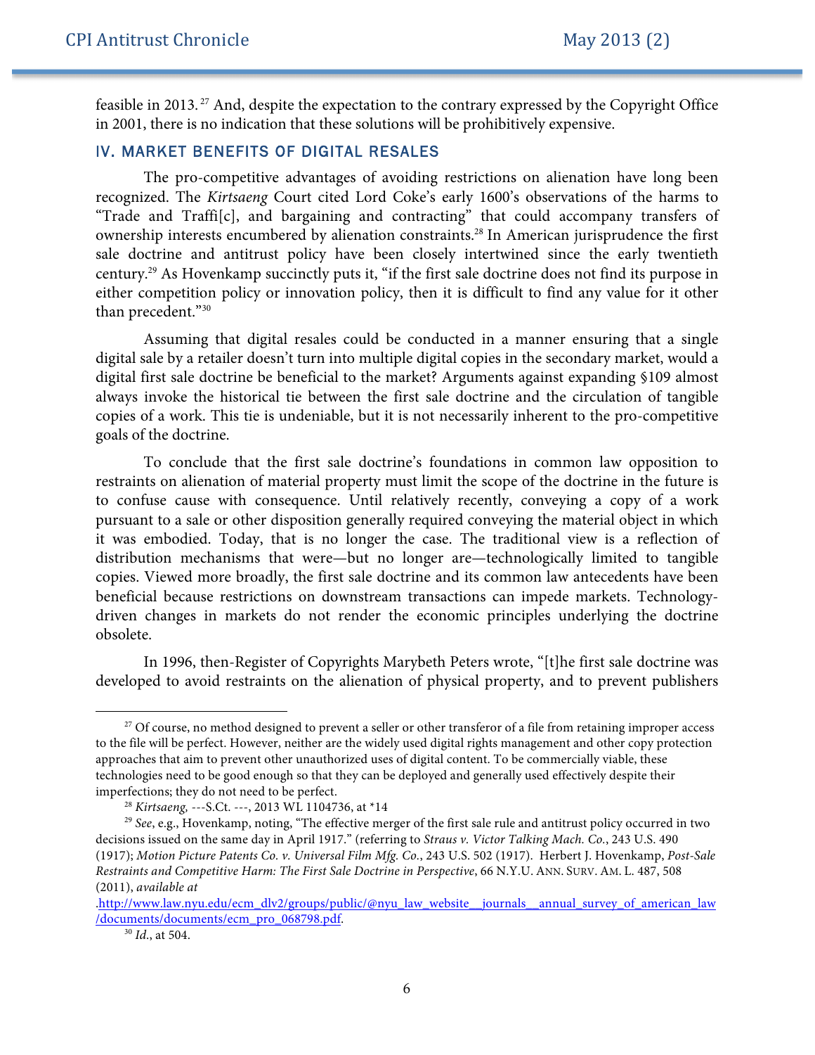feasible in 2013.[27] And, despite the expectation to the contrary expressed by the Copyright Office in 2001, there is no indication that these solutions will be prohibitively expensive.

## IV. MARKET BENEFITS OF DIGITAL RESALES

The pro-competitive advantages of avoiding restrictions on alienation have long been recognized. The *Kirtsaeng* Court cited Lord Coke's early 1600's observations of the harms to "Trade and Traffi[c], and bargaining and contracting" that could accompany transfers of ownership interests encumbered by alienation constraints.[28] In American jurisprudence the first sale doctrine and antitrust policy have been closely intertwined since the early twentieth century.[29] As Hovenkamp succinctly puts it, "if the first sale doctrine does not find its purpose in either competition policy or innovation policy, then it is difficult to find any value for it other than precedent."[30]

Assuming that digital resales could be conducted in a manner ensuring that a single digital sale by a retailer doesn't turn into multiple digital copies in the secondary market, would a digital first sale doctrine be beneficial to the market? Arguments against expanding §109 almost always invoke the historical tie between the first sale doctrine and the circulation of tangible copies of a work. This tie is undeniable, but it is not necessarily inherent to the pro-competitive goals of the doctrine.

To conclude that the first sale doctrine's foundations in common law opposition to restraints on alienation of material property must limit the scope of the doctrine in the future is to confuse cause with consequence. Until relatively recently, conveying a copy of a work pursuant to a sale or other disposition generally required conveying the material object in which it was embodied. Today, that is no longer the case. The traditional view is a reflection of distribution mechanisms that were—but no longer are—technologically limited to tangible copies. Viewed more broadly, the first sale doctrine and its common law antecedents have been beneficial because restrictions on downstream transactions can impede markets. Technology-driven changes in markets do not render the economic principles underlying the doctrine obsolete.

In 1996, then-Register of Copyrights Marybeth Peters wrote, "[t]he first sale doctrine was developed to avoid restraints on the alienation of physical property, and to prevent publishers

---

[27] Of course, no method designed to prevent a seller or other transferor of a file from retaining improper access to the file will be perfect. However, neither are the widely used digital rights management and other copy protection approaches that aim to prevent other unauthorized uses of digital content. To be commercially viable, these technologies need to be good enough so that they can be deployed and generally used effectively despite their imperfections; they do not need to be perfect.

[28] *Kirtsaeng,* ---S.Ct. ---, 2013 WL 1104736, at *14

[29] *See*, e.g., Hovenkamp, noting, "The effective merger of the first sale rule and antitrust policy occurred in two decisions issued on the same day in April 1917." (referring to *Straus v. Victor Talking Mach. Co.*, 243 U.S. 490 (1917); *Motion Picture Patents Co. v. Universal Film Mfg. Co.*, 243 U.S. 502 (1917). Herbert J. Hovenkamp, *Post-Sale Restraints and Competitive Harm: The First Sale Doctrine in Perspective*, 66 N.Y.U. ANN. SURV. AM. L. 487, 508 (2011), *available at* .http://www.law.nyu.edu/ecm_dlv2/groups/public/@nyu_law_website__journals__annual_survey_of_american_law/documents/documents/ecm_pro_068798.pdf.

[30] *Id*., at 504.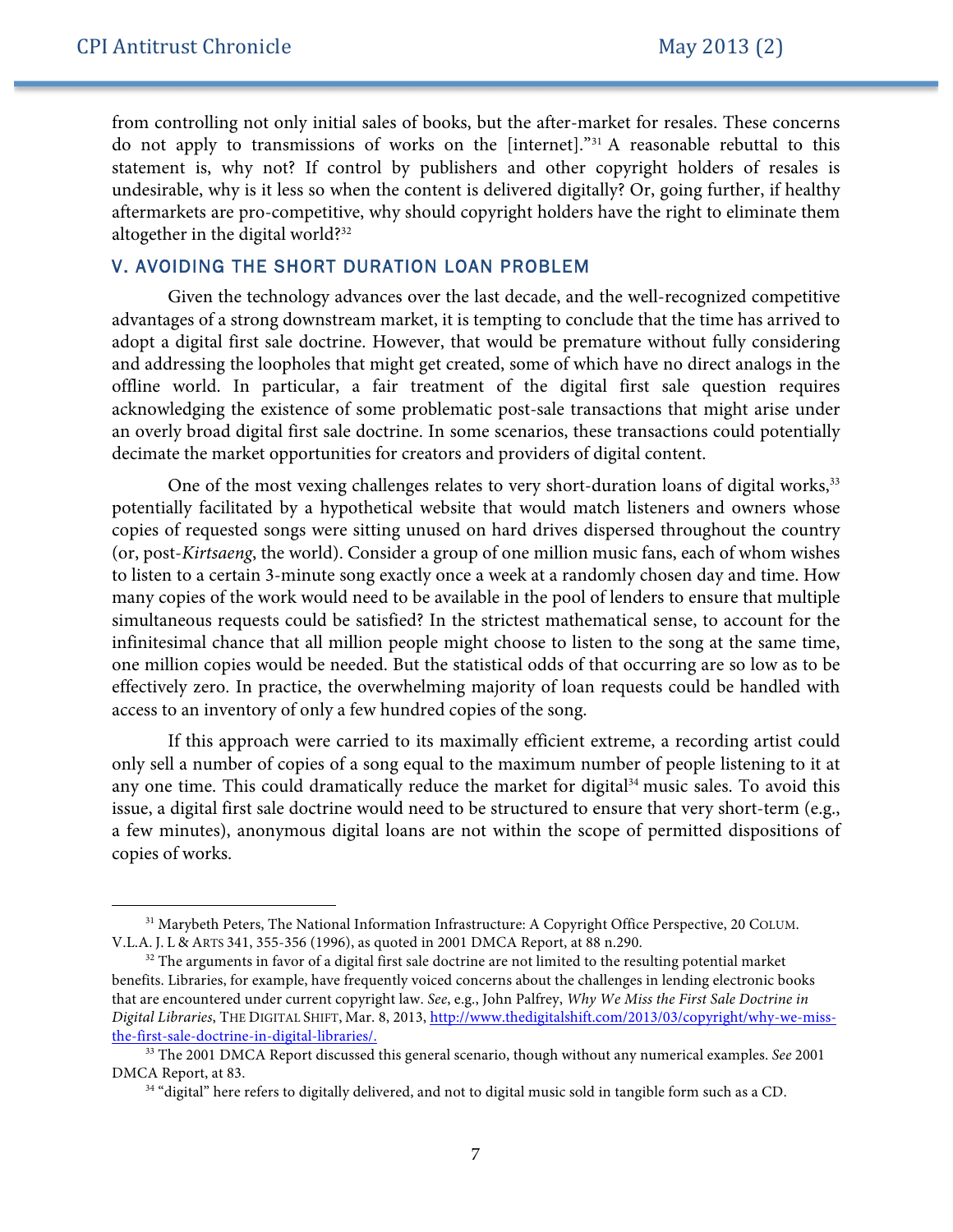from controlling not only initial sales of books, but the after-market for resales. These concerns do not apply to transmissions of works on the [internet]."[31] A reasonable rebuttal to this statement is, why not? If control by publishers and other copyright holders of resales is undesirable, why is it less so when the content is delivered digitally? Or, going further, if healthy aftermarkets are pro-competitive, why should copyright holders have the right to eliminate them altogether in the digital world?[32]

## V. AVOIDING THE SHORT DURATION LOAN PROBLEM

Given the technology advances over the last decade, and the well-recognized competitive advantages of a strong downstream market, it is tempting to conclude that the time has arrived to adopt a digital first sale doctrine. However, that would be premature without fully considering and addressing the loopholes that might get created, some of which have no direct analogs in the offline world. In particular, a fair treatment of the digital first sale question requires acknowledging the existence of some problematic post-sale transactions that might arise under an overly broad digital first sale doctrine. In some scenarios, these transactions could potentially decimate the market opportunities for creators and providers of digital content.

One of the most vexing challenges relates to very short-duration loans of digital works,[33] potentially facilitated by a hypothetical website that would match listeners and owners whose copies of requested songs were sitting unused on hard drives dispersed throughout the country (or, post-*Kirtsaeng*, the world). Consider a group of one million music fans, each of whom wishes to listen to a certain 3-minute song exactly once a week at a randomly chosen day and time. How many copies of the work would need to be available in the pool of lenders to ensure that multiple simultaneous requests could be satisfied? In the strictest mathematical sense, to account for the infinitesimal chance that all million people might choose to listen to the song at the same time, one million copies would be needed. But the statistical odds of that occurring are so low as to be effectively zero. In practice, the overwhelming majority of loan requests could be handled with access to an inventory of only a few hundred copies of the song.

If this approach were carried to its maximally efficient extreme, a recording artist could only sell a number of copies of a song equal to the maximum number of people listening to it at any one time. This could dramatically reduce the market for digital[34] music sales. To avoid this issue, a digital first sale doctrine would need to be structured to ensure that very short-term (e.g., a few minutes), anonymous digital loans are not within the scope of permitted dispositions of copies of works.

---

[31] Marybeth Peters, The National Information Infrastructure: A Copyright Office Perspective, 20 COLUM. V.L.A. J. L & ARTS 341, 355-356 (1996), as quoted in 2001 DMCA Report, at 88 n.290.

[32] The arguments in favor of a digital first sale doctrine are not limited to the resulting potential market benefits. Libraries, for example, have frequently voiced concerns about the challenges in lending electronic books that are encountered under current copyright law. *See*, e.g., John Palfrey, *Why We Miss the First Sale Doctrine in Digital Libraries*, THE DIGITAL SHIFT, Mar. 8, 2013, http://www.thedigitalshift.com/2013/03/copyright/why-we-miss-the-first-sale-doctrine-in-digital-libraries/.

[33] The 2001 DMCA Report discussed this general scenario, though without any numerical examples. *See* 2001 DMCA Report, at 83.

[34] "digital" here refers to digitally delivered, and not to digital music sold in tangible form such as a CD.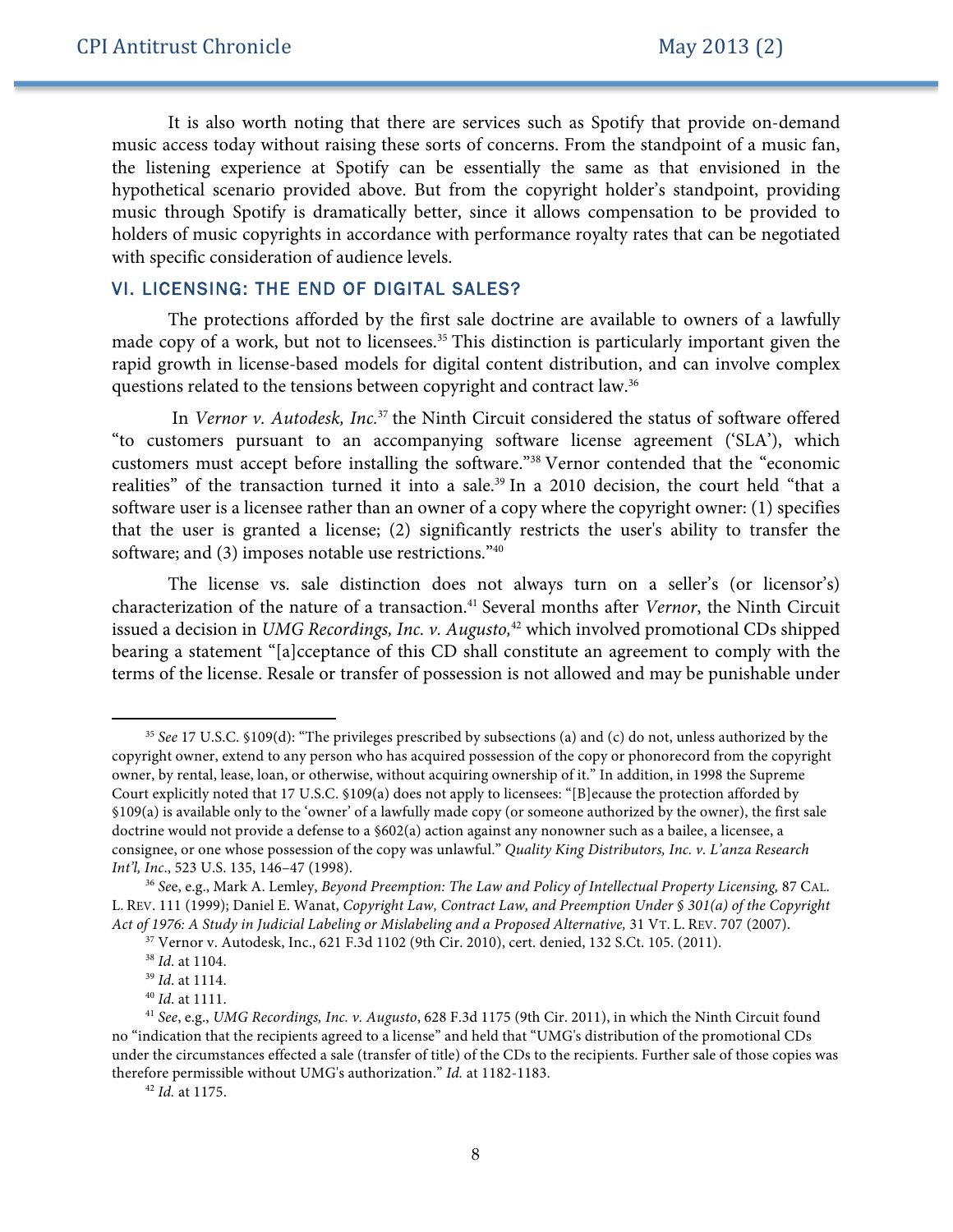It is also worth noting that there are services such as Spotify that provide on-demand music access today without raising these sorts of concerns. From the standpoint of a music fan, the listening experience at Spotify can be essentially the same as that envisioned in the hypothetical scenario provided above. But from the copyright holder's standpoint, providing music through Spotify is dramatically better, since it allows compensation to be provided to holders of music copyrights in accordance with performance royalty rates that can be negotiated with specific consideration of audience levels.

## VI. LICENSING: THE END OF DIGITAL SALES?

The protections afforded by the first sale doctrine are available to owners of a lawfully made copy of a work, but not to licensees.[35] This distinction is particularly important given the rapid growth in license-based models for digital content distribution, and can involve complex questions related to the tensions between copyright and contract law.[36]

In *Vernor v. Autodesk, Inc.*[37] the Ninth Circuit considered the status of software offered "to customers pursuant to an accompanying software license agreement ('SLA'), which customers must accept before installing the software."[38] Vernor contended that the "economic realities" of the transaction turned it into a sale.[39] In a 2010 decision, the court held "that a software user is a licensee rather than an owner of a copy where the copyright owner: (1) specifies that the user is granted a license; (2) significantly restricts the user's ability to transfer the software; and (3) imposes notable use restrictions."[40]

The license vs. sale distinction does not always turn on a seller's (or licensor's) characterization of the nature of a transaction.[41] Several months after *Vernor*, the Ninth Circuit issued a decision in *UMG Recordings, Inc. v. Augusto,*[42] which involved promotional CDs shipped bearing a statement "[a]cceptance of this CD shall constitute an agreement to comply with the terms of the license. Resale or transfer of possession is not allowed and may be punishable under

---

[35] *See* 17 U.S.C. §109(d): "The privileges prescribed by subsections (a) and (c) do not, unless authorized by the copyright owner, extend to any person who has acquired possession of the copy or phonorecord from the copyright owner, by rental, lease, loan, or otherwise, without acquiring ownership of it." In addition, in 1998 the Supreme Court explicitly noted that 17 U.S.C. §109(a) does not apply to licensees: "[B]ecause the protection afforded by §109(a) is available only to the 'owner' of a lawfully made copy (or someone authorized by the owner), the first sale doctrine would not provide a defense to a §602(a) action against any nonowner such as a bailee, a licensee, a consignee, or one whose possession of the copy was unlawful." *Quality King Distributors, Inc. v. L'anza Research Int'l, Inc.*, 523 U.S. 135, 146–47 (1998).

[36] *See*, e.g., Mark A. Lemley, *Beyond Preemption: The Law and Policy of Intellectual Property Licensing,* 87 CAL. L. REV. 111 (1999); Daniel E. Wanat, *Copyright Law, Contract Law, and Preemption Under § 301(a) of the Copyright Act of 1976: A Study in Judicial Labeling or Mislabeling and a Proposed Alternative,* 31 VT. L. REV. 707 (2007).

[37] Vernor v. Autodesk, Inc., 621 F.3d 1102 (9th Cir. 2010), cert. denied, 132 S.Ct. 105. (2011).

[38] *Id.* at 1104.

[39] *Id.* at 1114.

[40] *Id.* at 1111.

[41] *See*, e.g., *UMG Recordings, Inc. v. Augusto*, 628 F.3d 1175 (9th Cir. 2011), in which the Ninth Circuit found no "indication that the recipients agreed to a license" and held that "UMG's distribution of the promotional CDs under the circumstances effected a sale (transfer of title) of the CDs to the recipients. Further sale of those copies was therefore permissible without UMG's authorization." *Id.* at 1182-1183.

[42] *Id.* at 1175.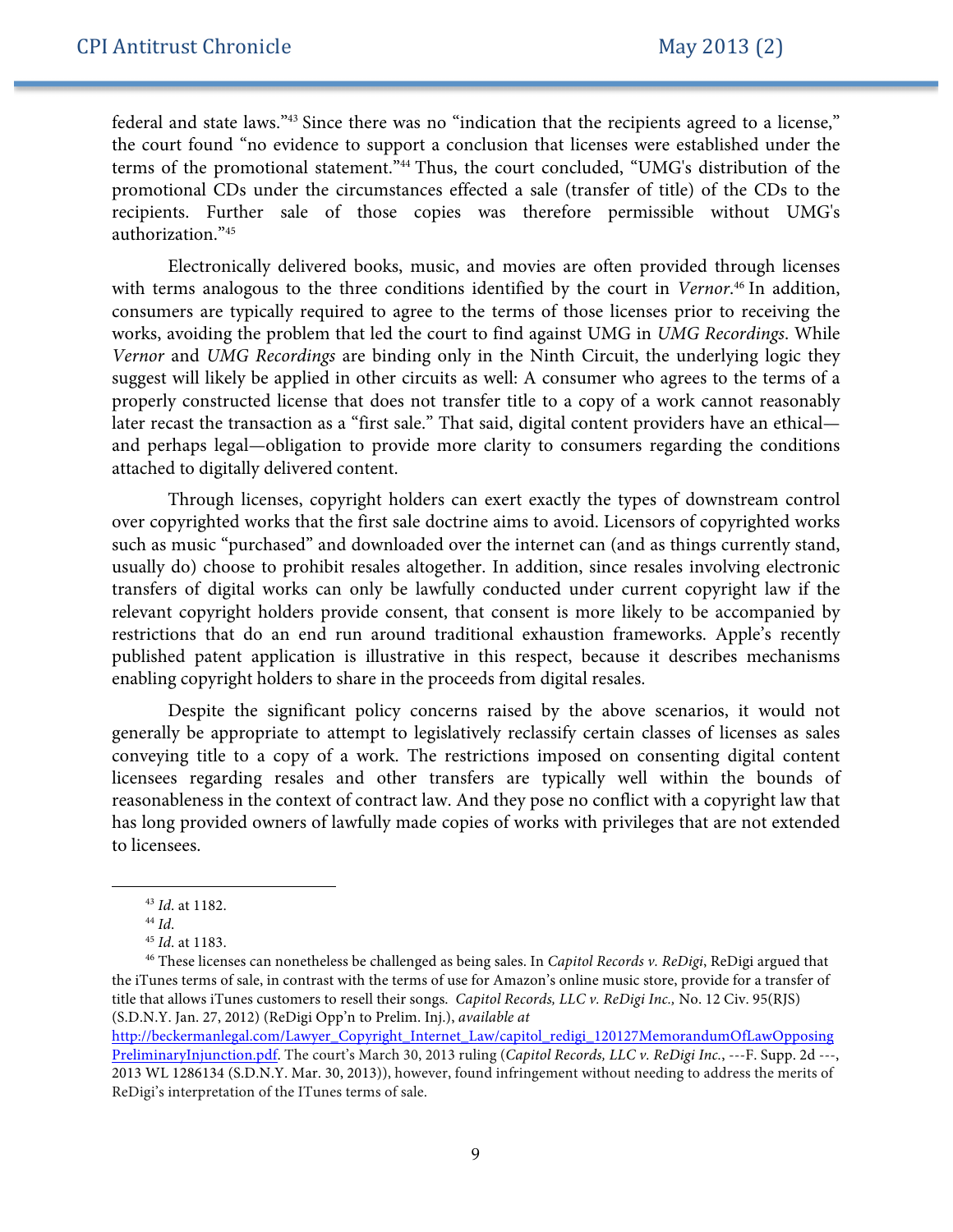federal and state laws."[43] Since there was no "indication that the recipients agreed to a license," the court found "no evidence to support a conclusion that licenses were established under the terms of the promotional statement."[44] Thus, the court concluded, "UMG's distribution of the promotional CDs under the circumstances effected a sale (transfer of title) of the CDs to the recipients. Further sale of those copies was therefore permissible without UMG's authorization."[45]

Electronically delivered books, music, and movies are often provided through licenses with terms analogous to the three conditions identified by the court in *Vernor*.[46] In addition, consumers are typically required to agree to the terms of those licenses prior to receiving the works, avoiding the problem that led the court to find against UMG in *UMG Recordings*. While *Vernor* and *UMG Recordings* are binding only in the Ninth Circuit, the underlying logic they suggest will likely be applied in other circuits as well: A consumer who agrees to the terms of a properly constructed license that does not transfer title to a copy of a work cannot reasonably later recast the transaction as a "first sale." That said, digital content providers have an ethical—and perhaps legal—obligation to provide more clarity to consumers regarding the conditions attached to digitally delivered content.

Through licenses, copyright holders can exert exactly the types of downstream control over copyrighted works that the first sale doctrine aims to avoid. Licensors of copyrighted works such as music "purchased" and downloaded over the internet can (and as things currently stand, usually do) choose to prohibit resales altogether. In addition, since resales involving electronic transfers of digital works can only be lawfully conducted under current copyright law if the relevant copyright holders provide consent, that consent is more likely to be accompanied by restrictions that do an end run around traditional exhaustion frameworks. Apple's recently published patent application is illustrative in this respect, because it describes mechanisms enabling copyright holders to share in the proceeds from digital resales.

Despite the significant policy concerns raised by the above scenarios, it would not generally be appropriate to attempt to legislatively reclassify certain classes of licenses as sales conveying title to a copy of a work. The restrictions imposed on consenting digital content licensees regarding resales and other transfers are typically well within the bounds of reasonableness in the context of contract law. And they pose no conflict with a copyright law that has long provided owners of lawfully made copies of works with privileges that are not extended to licensees.

---

[43] *Id.* at 1182.

[44] *Id.*

[45] *Id.* at 1183.

[46] These licenses can nonetheless be challenged as being sales. In *Capitol Records v. ReDigi*, ReDigi argued that the iTunes terms of sale, in contrast with the terms of use for Amazon's online music store, provide for a transfer of title that allows iTunes customers to resell their songs. *Capitol Records, LLC v. ReDigi Inc.,* No. 12 Civ. 95(RJS) (S.D.N.Y. Jan. 27, 2012) (ReDigi Opp'n to Prelim. Inj.), *available at* http://beckermanlegal.com/Lawyer_Copyright_Internet_Law/capitol_redigi_120127MemorandumOfLawOpposingPreliminaryInjunction.pdf. The court's March 30, 2013 ruling (*Capitol Records, LLC v. ReDigi Inc.*, ---F. Supp. 2d ---, 2013 WL 1286134 (S.D.N.Y. Mar. 30, 2013)), however, found infringement without needing to address the merits of ReDigi's interpretation of the ITunes terms of sale.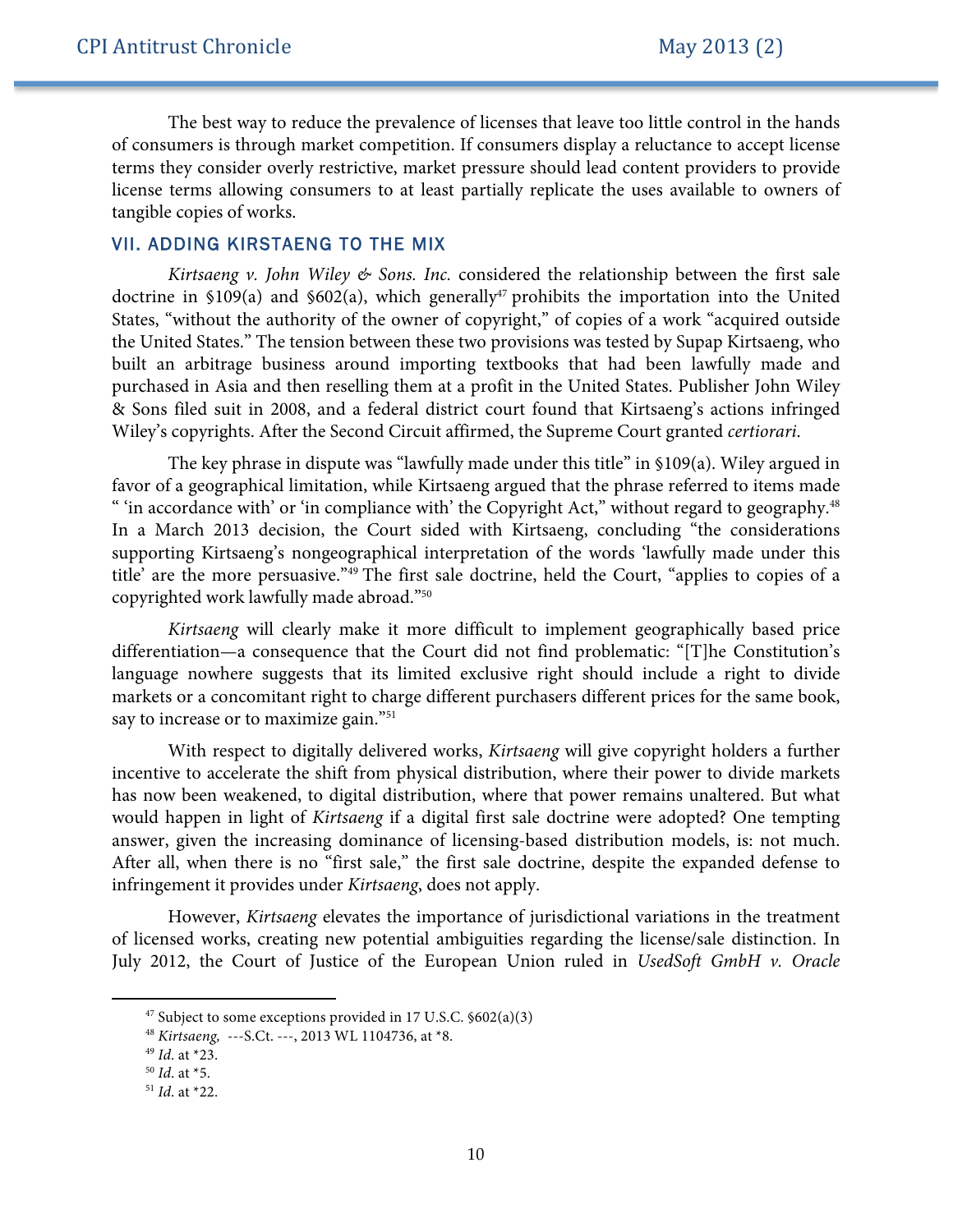The best way to reduce the prevalence of licenses that leave too little control in the hands of consumers is through market competition. If consumers display a reluctance to accept license terms they consider overly restrictive, market pressure should lead content providers to provide license terms allowing consumers to at least partially replicate the uses available to owners of tangible copies of works.

## VII. ADDING KIRSTAENG TO THE MIX

*Kirtsaeng v. John Wiley & Sons. Inc.* considered the relationship between the first sale doctrine in §109(a) and §602(a), which generally[47] prohibits the importation into the United States, "without the authority of the owner of copyright," of copies of a work "acquired outside the United States." The tension between these two provisions was tested by Supap Kirtsaeng, who built an arbitrage business around importing textbooks that had been lawfully made and purchased in Asia and then reselling them at a profit in the United States. Publisher John Wiley & Sons filed suit in 2008, and a federal district court found that Kirtsaeng's actions infringed Wiley's copyrights. After the Second Circuit affirmed, the Supreme Court granted *certiorari*.

The key phrase in dispute was "lawfully made under this title" in §109(a). Wiley argued in favor of a geographical limitation, while Kirtsaeng argued that the phrase referred to items made " 'in accordance with' or 'in compliance with' the Copyright Act," without regard to geography.[48] In a March 2013 decision, the Court sided with Kirtsaeng, concluding "the considerations supporting Kirtsaeng's nongeographical interpretation of the words 'lawfully made under this title' are the more persuasive."[49] The first sale doctrine, held the Court, "applies to copies of a copyrighted work lawfully made abroad."[50]

*Kirtsaeng* will clearly make it more difficult to implement geographically based price differentiation—a consequence that the Court did not find problematic: "[T]he Constitution's language nowhere suggests that its limited exclusive right should include a right to divide markets or a concomitant right to charge different purchasers different prices for the same book, say to increase or to maximize gain."[51]

With respect to digitally delivered works, *Kirtsaeng* will give copyright holders a further incentive to accelerate the shift from physical distribution, where their power to divide markets has now been weakened, to digital distribution, where that power remains unaltered. But what would happen in light of *Kirtsaeng* if a digital first sale doctrine were adopted? One tempting answer, given the increasing dominance of licensing-based distribution models, is: not much. After all, when there is no "first sale," the first sale doctrine, despite the expanded defense to infringement it provides under *Kirtsaeng*, does not apply.

However, *Kirtsaeng* elevates the importance of jurisdictional variations in the treatment of licensed works, creating new potential ambiguities regarding the license/sale distinction. In July 2012, the Court of Justice of the European Union ruled in *UsedSoft GmbH v. Oracle*

---

[47] Subject to some exceptions provided in 17 U.S.C. §602(a)(3)

[48] *Kirtsaeng*, ---S.Ct. ---, 2013 WL 1104736, at *8.

[49] *Id.* at *23.

[50] *Id.* at *5.

[51] *Id.* at *22.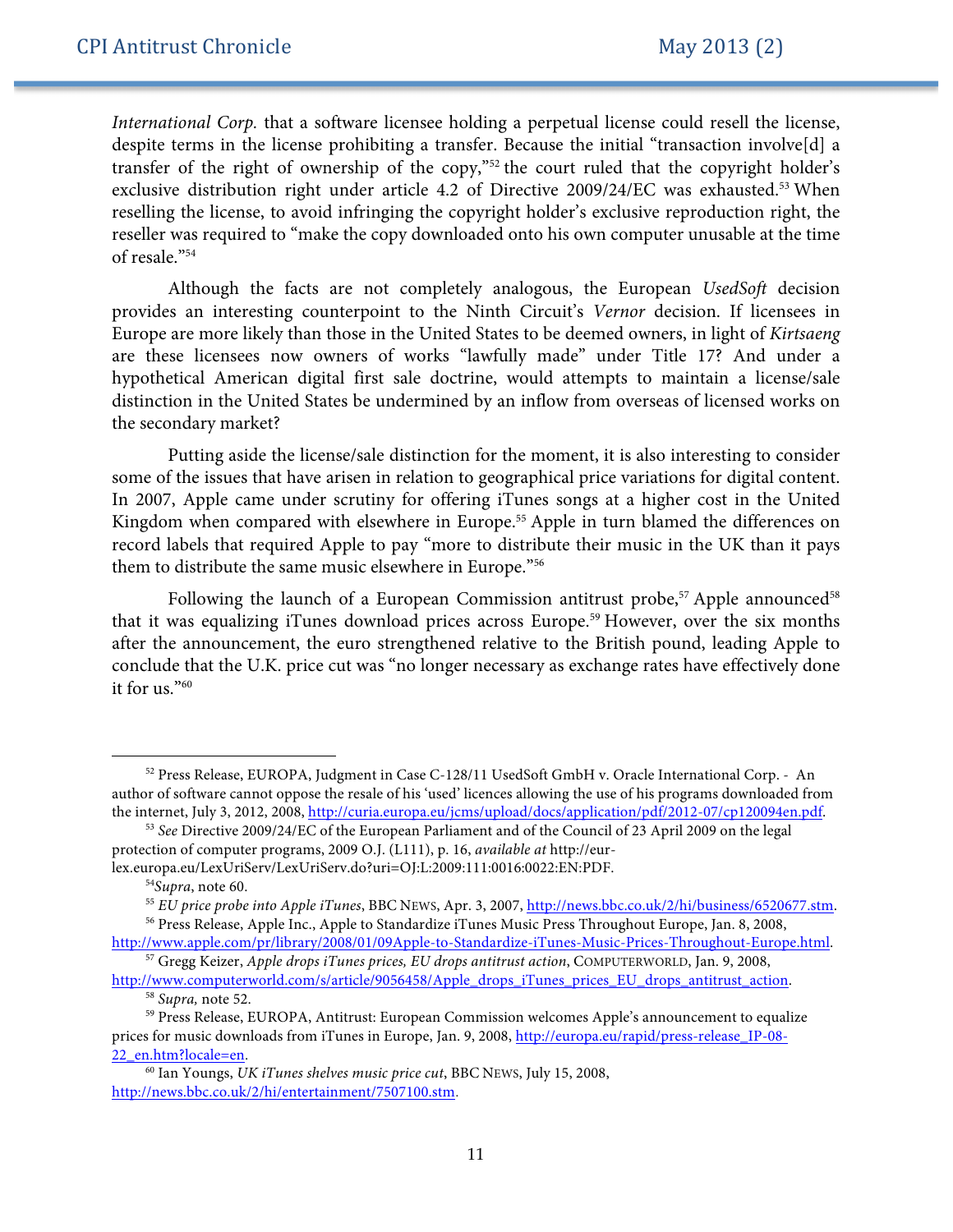*International Corp.* that a software licensee holding a perpetual license could resell the license, despite terms in the license prohibiting a transfer. Because the initial "transaction involve[d] a transfer of the right of ownership of the copy,"[52] the court ruled that the copyright holder's exclusive distribution right under article 4.2 of Directive 2009/24/EC was exhausted.[53] When reselling the license, to avoid infringing the copyright holder's exclusive reproduction right, the reseller was required to "make the copy downloaded onto his own computer unusable at the time of resale."[54]

Although the facts are not completely analogous, the European *UsedSoft* decision provides an interesting counterpoint to the Ninth Circuit's *Vernor* decision. If licensees in Europe are more likely than those in the United States to be deemed owners, in light of *Kirtsaeng* are these licensees now owners of works "lawfully made" under Title 17? And under a hypothetical American digital first sale doctrine, would attempts to maintain a license/sale distinction in the United States be undermined by an inflow from overseas of licensed works on the secondary market?

Putting aside the license/sale distinction for the moment, it is also interesting to consider some of the issues that have arisen in relation to geographical price variations for digital content. In 2007, Apple came under scrutiny for offering iTunes songs at a higher cost in the United Kingdom when compared with elsewhere in Europe.[55] Apple in turn blamed the differences on record labels that required Apple to pay "more to distribute their music in the UK than it pays them to distribute the same music elsewhere in Europe."[56]

Following the launch of a European Commission antitrust probe,[57] Apple announced[58] that it was equalizing iTunes download prices across Europe.[59] However, over the six months after the announcement, the euro strengthened relative to the British pound, leading Apple to conclude that the U.K. price cut was "no longer necessary as exchange rates have effectively done it for us."[60]

---

[52] Press Release, EUROPA, Judgment in Case C-128/11 UsedSoft GmbH v. Oracle International Corp. - An author of software cannot oppose the resale of his 'used' licences allowing the use of his programs downloaded from the internet, July 3, 2012, 2008, http://curia.europa.eu/jcms/upload/docs/application/pdf/2012-07/cp120094en.pdf.

[53] *See* Directive 2009/24/EC of the European Parliament and of the Council of 23 April 2009 on the legal protection of computer programs, 2009 O.J. (L111), p. 16, *available at* http://eur-lex.europa.eu/LexUriServ/LexUriServ.do?uri=OJ:L:2009:111:0016:0022:EN:PDF.

[54] *Supra*, note 60.

[55] *EU price probe into Apple iTunes*, BBC NEWS, Apr. 3, 2007, http://news.bbc.co.uk/2/hi/business/6520677.stm.

[56] Press Release, Apple Inc., Apple to Standardize iTunes Music Press Throughout Europe, Jan. 8, 2008, http://www.apple.com/pr/library/2008/01/09Apple-to-Standardize-iTunes-Music-Prices-Throughout-Europe.html.

[57] Gregg Keizer, *Apple drops iTunes prices, EU drops antitrust action*, COMPUTERWORLD, Jan. 9, 2008, http://www.computerworld.com/s/article/9056458/Apple_drops_iTunes_prices_EU_drops_antitrust_action.

[58] *Supra,* note 52.

[59] Press Release, EUROPA, Antitrust: European Commission welcomes Apple's announcement to equalize prices for music downloads from iTunes in Europe, Jan. 9, 2008, http://europa.eu/rapid/press-release_IP-08-22_en.htm?locale=en.

[60] Ian Youngs, *UK iTunes shelves music price cut*, BBC NEWS, July 15, 2008, http://news.bbc.co.uk/2/hi/entertainment/7507100.stm.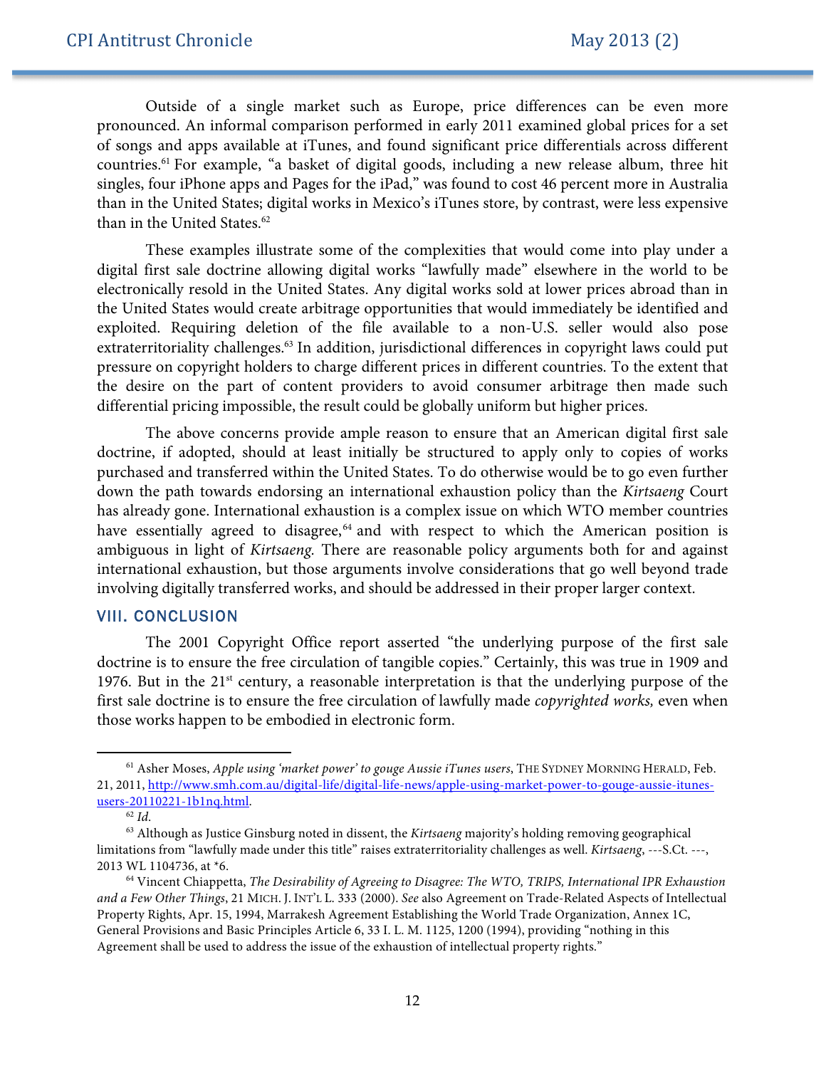Outside of a single market such as Europe, price differences can be even more pronounced. An informal comparison performed in early 2011 examined global prices for a set of songs and apps available at iTunes, and found significant price differentials across different countries.[61] For example, "a basket of digital goods, including a new release album, three hit singles, four iPhone apps and Pages for the iPad," was found to cost 46 percent more in Australia than in the United States; digital works in Mexico's iTunes store, by contrast, were less expensive than in the United States.[62]

These examples illustrate some of the complexities that would come into play under a digital first sale doctrine allowing digital works "lawfully made" elsewhere in the world to be electronically resold in the United States. Any digital works sold at lower prices abroad than in the United States would create arbitrage opportunities that would immediately be identified and exploited. Requiring deletion of the file available to a non-U.S. seller would also pose extraterritoriality challenges.[63] In addition, jurisdictional differences in copyright laws could put pressure on copyright holders to charge different prices in different countries. To the extent that the desire on the part of content providers to avoid consumer arbitrage then made such differential pricing impossible, the result could be globally uniform but higher prices.

The above concerns provide ample reason to ensure that an American digital first sale doctrine, if adopted, should at least initially be structured to apply only to copies of works purchased and transferred within the United States. To do otherwise would be to go even further down the path towards endorsing an international exhaustion policy than the *Kirtsaeng* Court has already gone. International exhaustion is a complex issue on which WTO member countries have essentially agreed to disagree,[64] and with respect to which the American position is ambiguous in light of *Kirtsaeng*. There are reasonable policy arguments both for and against international exhaustion, but those arguments involve considerations that go well beyond trade involving digitally transferred works, and should be addressed in their proper larger context.

## VIII. CONCLUSION

The 2001 Copyright Office report asserted "the underlying purpose of the first sale doctrine is to ensure the free circulation of tangible copies." Certainly, this was true in 1909 and 1976. But in the 21st century, a reasonable interpretation is that the underlying purpose of the first sale doctrine is to ensure the free circulation of lawfully made *copyrighted works,* even when those works happen to be embodied in electronic form.

---

[61] Asher Moses, *Apple using 'market power' to gouge Aussie iTunes users*, THE SYDNEY MORNING HERALD, Feb. 21, 2011, http://www.smh.com.au/digital-life/digital-life-news/apple-using-market-power-to-gouge-aussie-itunes-users-20110221-1b1nq.html.

[62] *Id.*

[63] Although as Justice Ginsburg noted in dissent, the *Kirtsaeng* majority's holding removing geographical limitations from "lawfully made under this title" raises extraterritoriality challenges as well. *Kirtsaeng*, ---S.Ct. ---, 2013 WL 1104736, at *6.

[64] Vincent Chiappetta, *The Desirability of Agreeing to Disagree: The WTO, TRIPS, International IPR Exhaustion and a Few Other Things*, 21 MICH. J. INT'L L. 333 (2000). *See* also Agreement on Trade-Related Aspects of Intellectual Property Rights, Apr. 15, 1994, Marrakesh Agreement Establishing the World Trade Organization, Annex 1C, General Provisions and Basic Principles Article 6, 33 I. L. M. 1125, 1200 (1994), providing "nothing in this Agreement shall be used to address the issue of the exhaustion of intellectual property rights."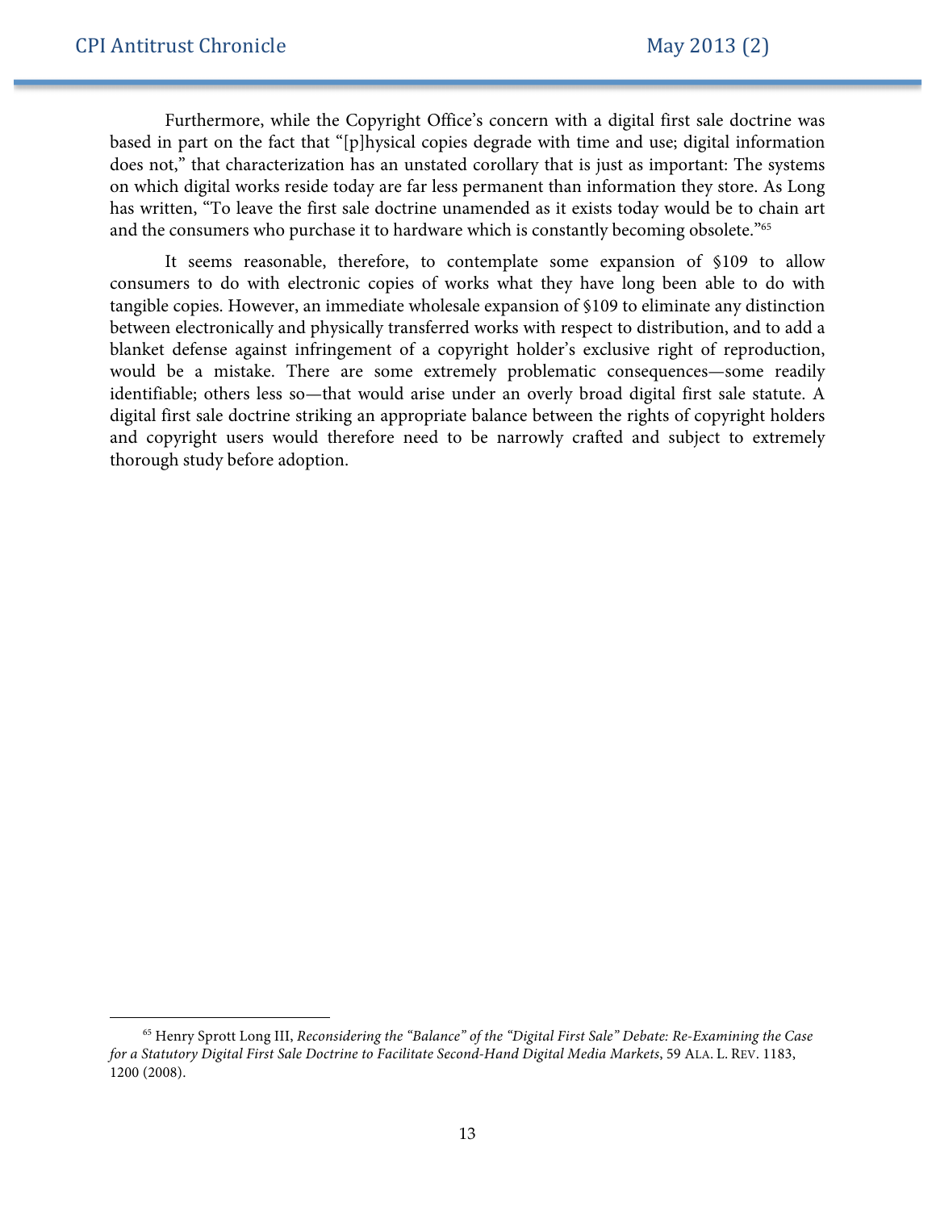Furthermore, while the Copyright Office's concern with a digital first sale doctrine was based in part on the fact that "[p]hysical copies degrade with time and use; digital information does not," that characterization has an unstated corollary that is just as important: The systems on which digital works reside today are far less permanent than information they store. As Long has written, "To leave the first sale doctrine unamended as it exists today would be to chain art and the consumers who purchase it to hardware which is constantly becoming obsolete."[65]

It seems reasonable, therefore, to contemplate some expansion of §109 to allow consumers to do with electronic copies of works what they have long been able to do with tangible copies. However, an immediate wholesale expansion of §109 to eliminate any distinction between electronically and physically transferred works with respect to distribution, and to add a blanket defense against infringement of a copyright holder's exclusive right of reproduction, would be a mistake. There are some extremely problematic consequences—some readily identifiable; others less so—that would arise under an overly broad digital first sale statute. A digital first sale doctrine striking an appropriate balance between the rights of copyright holders and copyright users would therefore need to be narrowly crafted and subject to extremely thorough study before adoption.

---

[65] Henry Sprott Long III, *Reconsidering the "Balance" of the "Digital First Sale" Debate: Re-Examining the Case for a Statutory Digital First Sale Doctrine to Facilitate Second-Hand Digital Media Markets*, 59 ALA. L. REV. 1183, 1200 (2008).